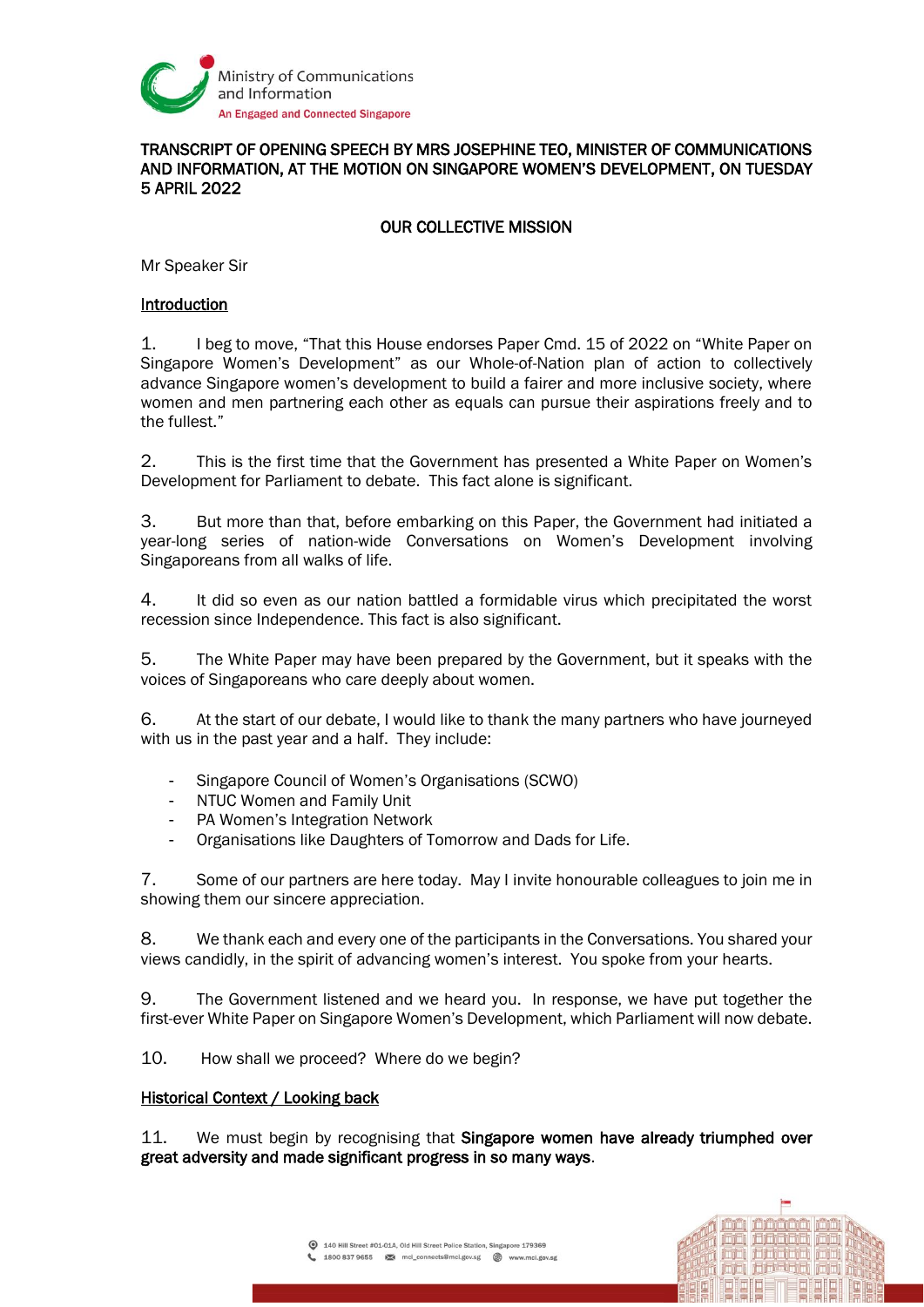# TRANSCRIPT OF OPENING SPEECH BY MRS JOSEPHINE TEO, MINISTER OF COMMUNICATIONS AND INFORMATION, AT THE MOTION ON SINGAPORE WOMEN'S DEVELOPMENT, ON TUESDAY 5 APRIL 2022

## OUR COLLECTIVE MISSION

Mr Speaker Sir

### Introduction

1. I beg to move, "That this House endorses Paper Cmd. 15 of 2022 on "White Paper on Singapore Women's Development" as our Whole-of-Nation plan of action to collectively advance Singapore women's development to build a fairer and more inclusive society, where women and men partnering each other as equals can pursue their aspirations freely and to the fullest."

2. This is the first time that the Government has presented a White Paper on Women's Development for Parliament to debate. This fact alone is significant.

3. But more than that, before embarking on this Paper, the Government had initiated a year-long series of nation-wide Conversations on Women's Development involving Singaporeans from all walks of life.

4. It did so even as our nation battled a formidable virus which precipitated the worst recession since Independence. This fact is also significant.

5. The White Paper may have been prepared by the Government, but it speaks with the voices of Singaporeans who care deeply about women.

6. At the start of our debate, I would like to thank the many partners who have journeyed with us in the past year and a half. They include:

- Singapore Council of Women's Organisations (SCWO)
- NTUC Women and Family Unit
- PA Women's Integration Network
- Organisations like Daughters of Tomorrow and Dads for Life.

7. Some of our partners are here today. May I invite honourable colleagues to join me in showing them our sincere appreciation.

8. We thank each and every one of the participants in the Conversations. You shared your views candidly, in the spirit of advancing women's interest. You spoke from your hearts.

9. The Government listened and we heard you. In response, we have put together the first-ever White Paper on Singapore Women's Development, which Parliament will now debate.

10. How shall we proceed? Where do we begin?

### Historical Context / Looking back

11. We must begin by recognising that **Singapore women have already triumphed over great adversity and made significant progress in so many ways**.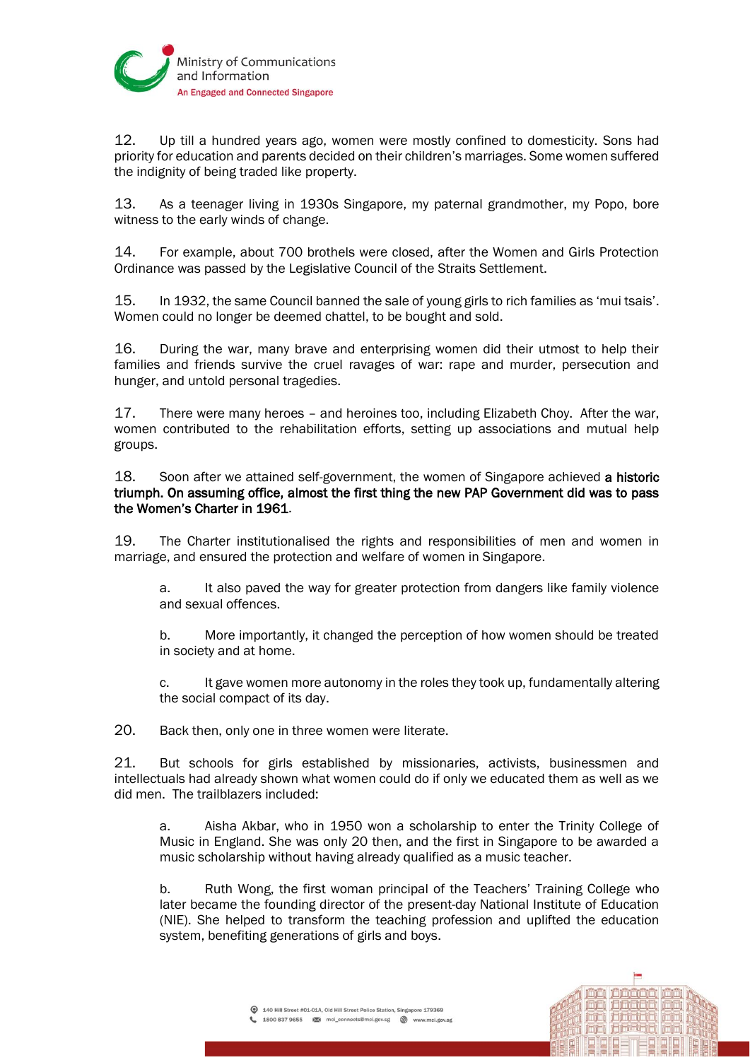12. Up till a hundred years ago, women were mostly confined to domesticity. Sons had priority for education and parents decided on their children's marriages. Some women suffered the indignity of being traded like property.

13. As a teenager living in 1930s Singapore, my paternal grandmother, my Popo, bore witness to the early winds of change.

14. For example, about 700 brothels were closed, after the Women and Girls Protection Ordinance was passed by the Legislative Council of the Straits Settlement.

15. In 1932, the same Council banned the sale of young girls to rich families as 'mui tsais'. Women could no longer be deemed chattel, to be bought and sold.

16. During the war, many brave and enterprising women did their utmost to help their families and friends survive the cruel ravages of war: rape and murder, persecution and hunger, and untold personal tragedies.

17. There were many heroes – and heroines too, including Elizabeth Choy. After the war, women contributed to the rehabilitation efforts, setting up associations and mutual help groups.

18. Soon after we attained self-government, the women of Singapore achieved **a historic triumph. On assuming office, almost the first thing the new PAP Government did was to pass the Women's Charter in 1961**.

19. The Charter institutionalised the rights and responsibilities of men and women in marriage, and ensured the protection and welfare of women in Singapore.

a. It also paved the way for greater protection from dangers like family violence and sexual offences.

b. More importantly, it changed the perception of how women should be treated in society and at home.

c. It gave women more autonomy in the roles they took up, fundamentally altering the social compact of its day.

20. Back then, only one in three women were literate.

21. But schools for girls established by missionaries, activists, businessmen and intellectuals had already shown what women could do if only we educated them as well as we did men. The trailblazers included:

a. Aisha Akbar, who in 1950 won a scholarship to enter the Trinity College of Music in England. She was only 20 then, and the first in Singapore to be awarded a music scholarship without having already qualified as a music teacher.

b. Ruth Wong, the first woman principal of the Teachers' Training College who later became the founding director of the present-day National Institute of Education (NIE). She helped to transform the teaching profession and uplifted the education system, benefiting generations of girls and boys.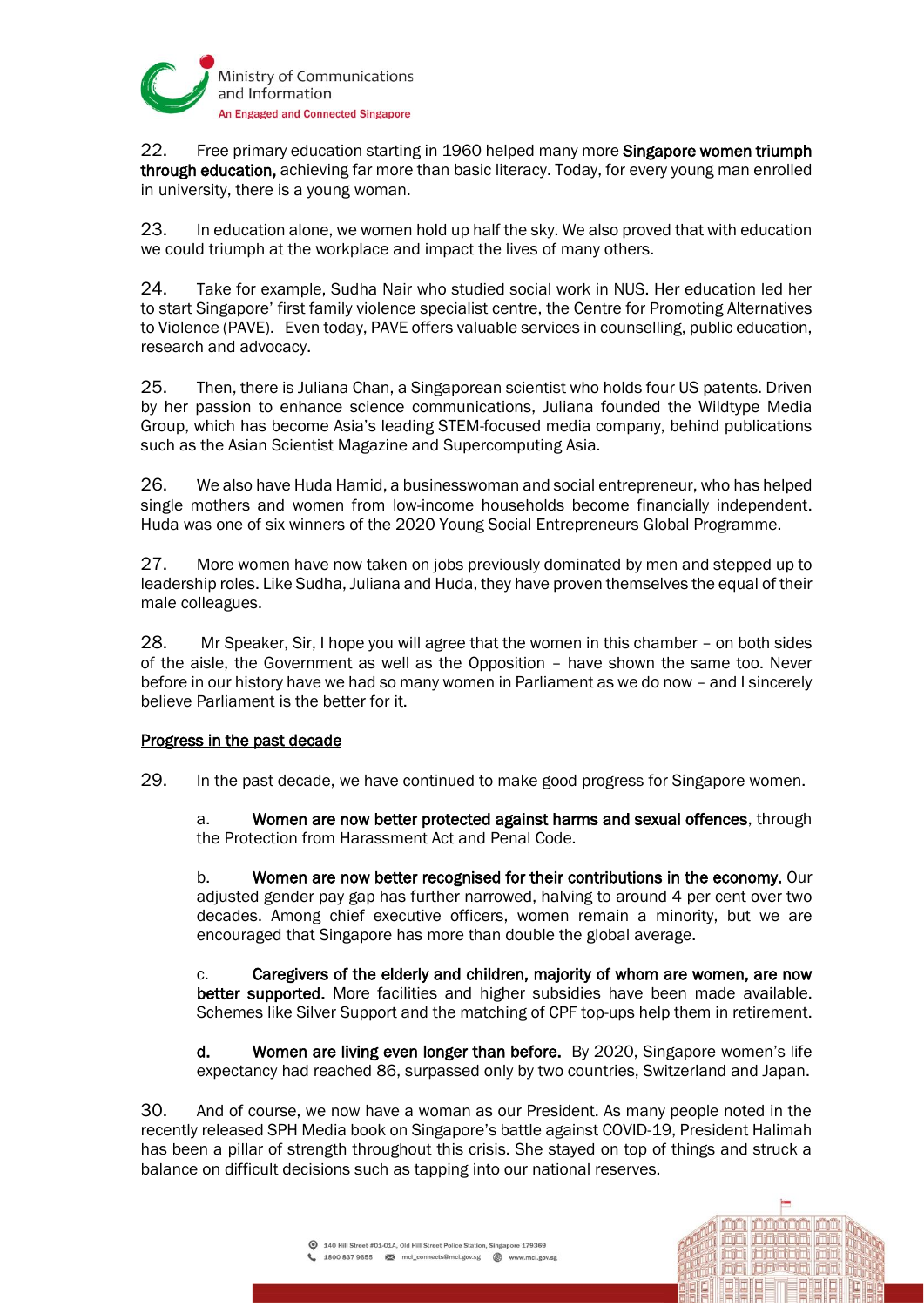22. Free primary education starting in 1960 helped many more **Singapore women triumph through education,** achieving far more than basic literacy. Today, for every young man enrolled in university, there is a young woman.

23. In education alone, we women hold up half the sky. We also proved that with education we could triumph at the workplace and impact the lives of many others.

24. Take for example, Sudha Nair who studied social work in NUS. Her education led her to start Singapore' first family violence specialist centre, the Centre for Promoting Alternatives to Violence (PAVE). Even today, PAVE offers valuable services in counselling, public education, research and advocacy.

25. Then, there is Juliana Chan, a Singaporean scientist who holds four US patents. Driven by her passion to enhance science communications, Juliana founded the Wildtype Media Group, which has become Asia's leading STEM-focused media company, behind publications such as the Asian Scientist Magazine and Supercomputing Asia.

26. We also have Huda Hamid, a businesswoman and social entrepreneur, who has helped single mothers and women from low-income households become financially independent. Huda was one of six winners of the 2020 Young Social Entrepreneurs Global Programme.

27. More women have now taken on jobs previously dominated by men and stepped up to leadership roles. Like Sudha, Juliana and Huda, they have proven themselves the equal of their male colleagues.

28. Mr Speaker, Sir, I hope you will agree that the women in this chamber – on both sides of the aisle, the Government as well as the Opposition – have shown the same too. Never before in our history have we had so many women in Parliament as we do now – and I sincerely believe Parliament is the better for it.

## Progress in the past decade

29. In the past decade, we have continued to make good progress for Singapore women.

a. **Women are now better protected against harms and sexual offences**, through the Protection from Harassment Act and Penal Code.

b. **Women are now better recognised for their contributions in the economy.** Our adjusted gender pay gap has further narrowed, halving to around 4 per cent over two decades. Among chief executive officers, women remain a minority, but we are encouraged that Singapore has more than double the global average.

c. **Caregivers of the elderly and children, majority of whom are women, are now better supported.** More facilities and higher subsidies have been made available. Schemes like Silver Support and the matching of CPF top-ups help them in retirement.

**d. Women are living even longer than before.** By 2020, Singapore women's life expectancy had reached 86, surpassed only by two countries, Switzerland and Japan.

30. And of course, we now have a woman as our President. As many people noted in the recently released SPH Media book on Singapore's battle against COVID-19, President Halimah has been a pillar of strength throughout this crisis. She stayed on top of things and struck a balance on difficult decisions such as tapping into our national reserves.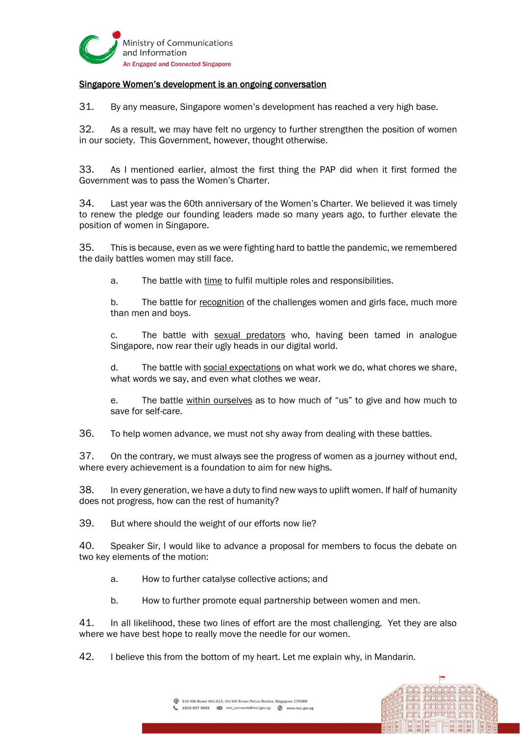## Singapore Women's development is an ongoing conversation

31. By any measure, Singapore women's development has reached a very high base.

32. As a result, we may have felt no urgency to further strengthen the position of women in our society. This Government, however, thought otherwise.

33. As I mentioned earlier, almost the first thing the PAP did when it first formed the Government was to pass the Women's Charter.

34. Last year was the 60th anniversary of the Women's Charter. We believed it was timely to renew the pledge our founding leaders made so many years ago, to further elevate the position of women in Singapore.

35. This is because, even as we were fighting hard to battle the pandemic, we remembered the daily battles women may still face.

a. The battle with time to fulfil multiple roles and responsibilities.

b. The battle for recognition of the challenges women and girls face, much more than men and boys.

c. The battle with sexual predators who, having been tamed in analogue Singapore, now rear their ugly heads in our digital world.

d. The battle with social expectations on what work we do, what chores we share, what words we say, and even what clothes we wear.

e. The battle within ourselves as to how much of "us" to give and how much to save for self-care.

36. To help women advance, we must not shy away from dealing with these battles.

37. On the contrary, we must always see the progress of women as a journey without end, where every achievement is a foundation to aim for new highs.

38. In every generation, we have a duty to find new ways to uplift women. If half of humanity does not progress, how can the rest of humanity?

39. But where should the weight of our efforts now lie?

40. Speaker Sir, I would like to advance a proposal for members to focus the debate on two key elements of the motion:

a. How to further catalyse collective actions; and

b. How to further promote equal partnership between women and men.

41. In all likelihood, these two lines of effort are the most challenging. Yet they are also where we have best hope to really move the needle for our women.

42. I believe this from the bottom of my heart. Let me explain why, in Mandarin.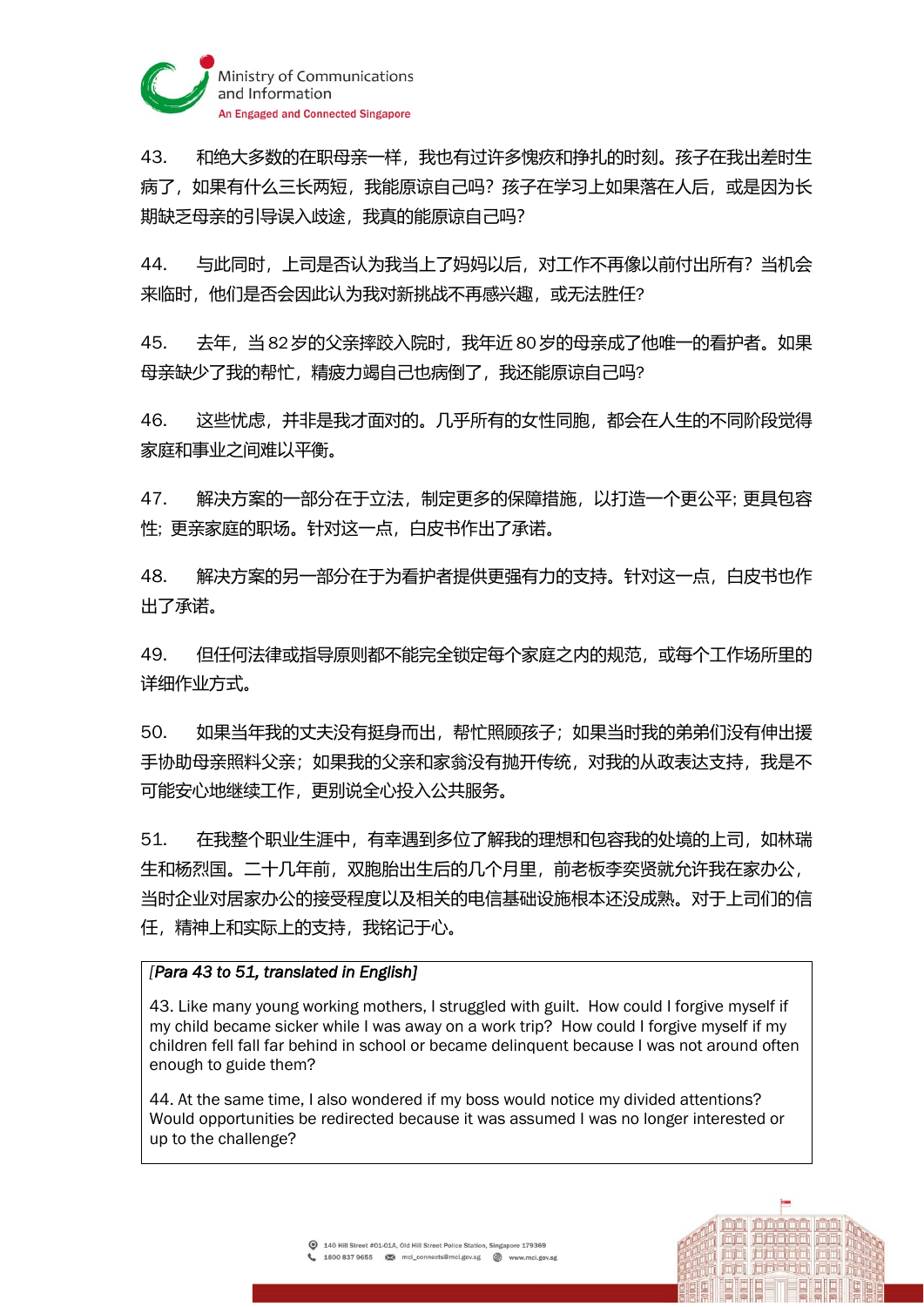43. 和绝大多数的在职母亲一样，我也有过许多愧疚和挣扎的时刻。孩子在我出差时生病了，如果有什么三长两短，我能原谅自己吗？孩子在学习上如果落在人后，或是因为长期缺乏母亲的引导误入歧途，我真的能原谅自己吗？

44. 与此同时，上司是否认为我当上了妈妈以后，对工作不再像以前付出所有？当机会来临时，他们是否会因此认为我对新挑战不再感兴趣，或无法胜任？

45. 去年，当 82 岁的父亲摔跤入院时，我年近 80 岁的母亲成了他唯一的看护者。如果母亲缺少了我的帮忙，精疲力竭自己也病倒了，我还能原谅自己吗？

46. 这些忧虑，并非是我才面对的。几乎所有的女性同胞，都会在人生的不同阶段觉得家庭和事业之间难以平衡。

47. 解决方案的一部分在于立法，制定更多的保障措施，以打造一个更公平; 更具包容性; 更亲家庭的职场。针对这一点，白皮书作出了承诺。

48. 解决方案的另一部分在于为看护者提供更强有力的支持。针对这一点，白皮书也作出了承诺。

49. 但任何法律或指导原则都不能完全锁定每个家庭之内的规范，或每个工作场所里的详细作业方式。

50. 如果当年我的丈夫没有挺身而出，帮忙照顾孩子；如果当时我的弟弟们没有伸出援手协助母亲照料父亲；如果我的父亲和家翁没有抛开传统，对我的从政表达支持，我是不可能安心地继续工作，更别说全心投入公共服务。

51. 在我整个职业生涯中，有幸遇到多位了解我的理想和包容我的处境的上司，如林瑞生和杨烈国。二十几年前，双胞胎出生后的几个月里，前老板李奕贤就允许我在家办公，当时企业对居家办公的接受程度以及相关的电信基础设施根本还没成熟。对于上司们的信任，精神上和实际上的支持，我铭记于心。

> *[Para 43 to 51, translated in English]*
>
> 43. Like many young working mothers, I struggled with guilt. How could I forgive myself if my child became sicker while I was away on a work trip? How could I forgive myself if my children fell fall far behind in school or became delinquent because I was not around often enough to guide them?
>
> 44. At the same time, I also wondered if my boss would notice my divided attentions? Would opportunities be redirected because it was assumed I was no longer interested or up to the challenge?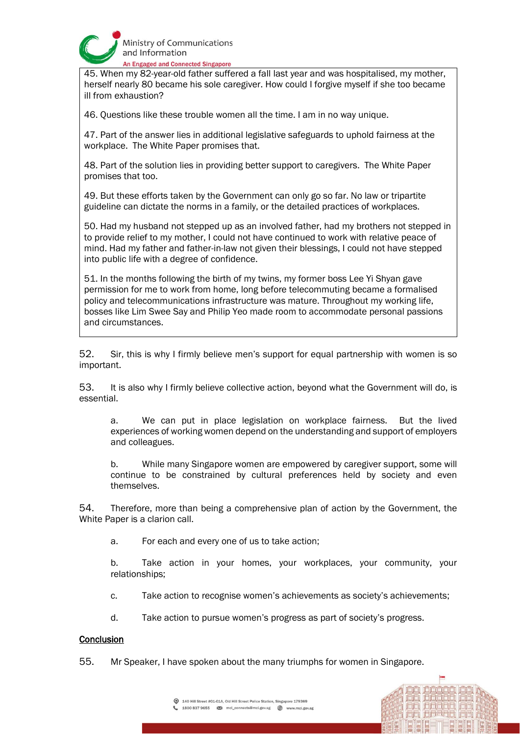45. When my 82-year-old father suffered a fall last year and was hospitalised, my mother, herself nearly 80 became his sole caregiver. How could I forgive myself if she too became ill from exhaustion?

46. Questions like these trouble women all the time. I am in no way unique.

47. Part of the answer lies in additional legislative safeguards to uphold fairness at the workplace. The White Paper promises that.

48. Part of the solution lies in providing better support to caregivers. The White Paper promises that too.

49. But these efforts taken by the Government can only go so far. No law or tripartite guideline can dictate the norms in a family, or the detailed practices of workplaces.

50. Had my husband not stepped up as an involved father, had my brothers not stepped in to provide relief to my mother, I could not have continued to work with relative peace of mind. Had my father and father-in-law not given their blessings, I could not have stepped into public life with a degree of confidence.

51. In the months following the birth of my twins, my former boss Lee Yi Shyan gave permission for me to work from home, long before telecommuting became a formalised policy and telecommunications infrastructure was mature. Throughout my working life, bosses like Lim Swee Say and Philip Yeo made room to accommodate personal passions and circumstances.

52. Sir, this is why I firmly believe men's support for equal partnership with women is so important.

53. It is also why I firmly believe collective action, beyond what the Government will do, is essential.

a. We can put in place legislation on workplace fairness. But the lived experiences of working women depend on the understanding and support of employers and colleagues.

b. While many Singapore women are empowered by caregiver support, some will continue to be constrained by cultural preferences held by society and even themselves.

54. Therefore, more than being a comprehensive plan of action by the Government, the White Paper is a clarion call.

a. For each and every one of us to take action;

b. Take action in your homes, your workplaces, your community, your relationships;

c. Take action to recognise women's achievements as society's achievements;

d. Take action to pursue women's progress as part of society's progress.

## Conclusion

55. Mr Speaker, I have spoken about the many triumphs for women in Singapore.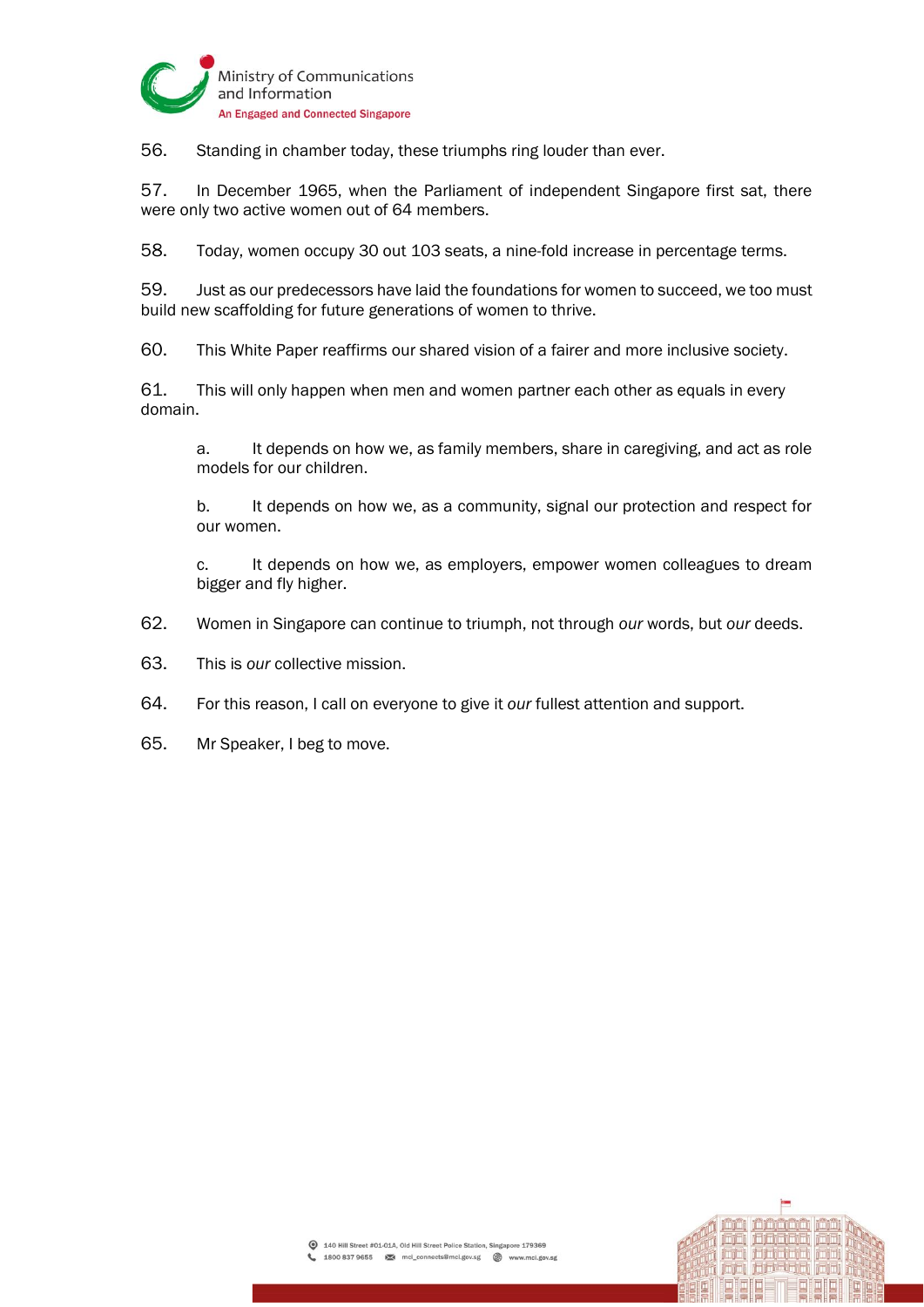56. Standing in chamber today, these triumphs ring louder than ever.

57. In December 1965, when the Parliament of independent Singapore first sat, there were only two active women out of 64 members.

58. Today, women occupy 30 out 103 seats, a nine-fold increase in percentage terms.

59. Just as our predecessors have laid the foundations for women to succeed, we too must build new scaffolding for future generations of women to thrive.

60. This White Paper reaffirms our shared vision of a fairer and more inclusive society.

61. This will only happen when men and women partner each other as equals in every domain.

   a. It depends on how we, as family members, share in caregiving, and act as role models for our children.

   b. It depends on how we, as a community, signal our protection and respect for our women.

   c. It depends on how we, as employers, empower women colleagues to dream bigger and fly higher.

62. Women in Singapore can continue to triumph, not through *our* words, but *our* deeds.

63. This is *our* collective mission.

64. For this reason, I call on everyone to give it *our* fullest attention and support.

65. Mr Speaker, I beg to move.